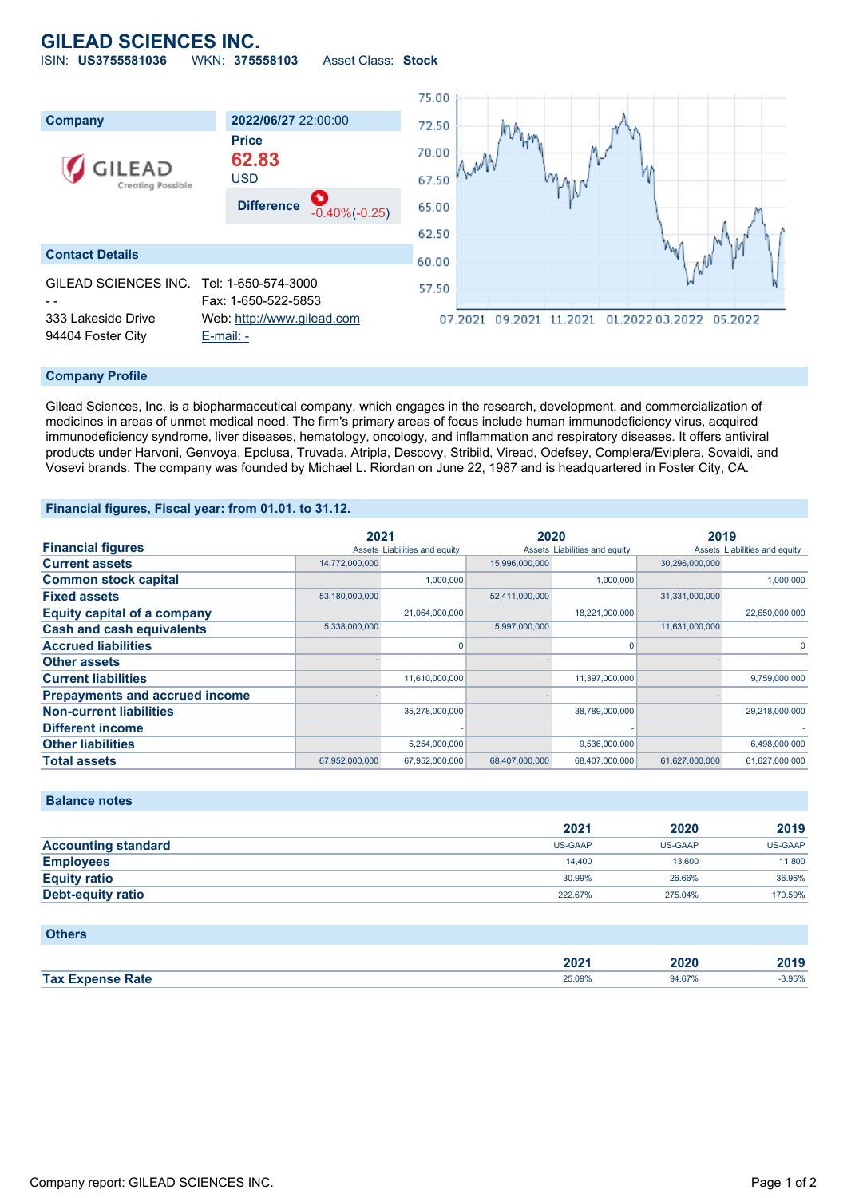# GILEAD SCIENCES INC.

ISIN: **US3755581036** WKN: **375558103** Asset Class: **Stock**

| Company | 2022/06/27 22:00:00 |
|---|---|
| | **Price** |
| | **62.83** |
| | USD |
| | **Difference** -0.40%(-0.25) |

**Contact Details**

| | |
|---|---|
| GILEAD SCIENCES INC. | Tel: 1-650-574-3000 |
| - - | Fax: 1-650-522-5853 |
| 333 Lakeside Drive | Web: http://www.gilead.com |
| 94404 Foster City | E-mail: - |

## Company Profile

Gilead Sciences, Inc. is a biopharmaceutical company, which engages in the research, development, and commercialization of medicines in areas of unmet medical need. The firm's primary areas of focus include human immunodeficiency virus, acquired immunodeficiency syndrome, liver diseases, hematology, oncology, and inflammation and respiratory diseases. It offers antiviral products under Harvoni, Genvoya, Epclusa, Truvada, Atripla, Descovy, Stribild, Viread, Odefsey, Complera/Eviplera, Sovaldi, and Vosevi brands. The company was founded by Michael L. Riordan on June 22, 1987 and is headquartered in Foster City, CA.

## Financial figures, Fiscal year: from 01.01. to 31.12.

| Financial figures | 2021 | | 2020 | | 2019 | |
|---|---|---|---|---|---|---|
| | Assets | Liabilities and equity | Assets | Liabilities and equity | Assets | Liabilities and equity |
| **Current assets** | 14,772,000,000 | | 15,996,000,000 | | 30,296,000,000 | |
| **Common stock capital** | | 1,000,000 | | 1,000,000 | | 1,000,000 |
| **Fixed assets** | 53,180,000,000 | | 52,411,000,000 | | 31,331,000,000 | |
| **Equity capital of a company** | | 21,064,000,000 | | 18,221,000,000 | | 22,650,000,000 |
| **Cash and cash equivalents** | 5,338,000,000 | | 5,997,000,000 | | 11,631,000,000 | |
| **Accrued liabilities** | | 0 | | 0 | | 0 |
| **Other assets** | - | | - | | - | |
| **Current liabilities** | | 11,610,000,000 | | 11,397,000,000 | | 9,759,000,000 |
| **Prepayments and accrued income** | - | | - | | - | |
| **Non-current liabilities** | | 35,278,000,000 | | 38,789,000,000 | | 29,218,000,000 |
| **Different income** | | - | | - | | - |
| **Other liabilities** | | 5,254,000,000 | | 9,536,000,000 | | 6,498,000,000 |
| **Total assets** | 67,952,000,000 | 67,952,000,000 | 68,407,000,000 | 68,407,000,000 | 61,627,000,000 | 61,627,000,000 |

## Balance notes

| | 2021 | 2020 | 2019 |
|---|---|---|---|
| **Accounting standard** | US-GAAP | US-GAAP | US-GAAP |
| **Employees** | 14,400 | 13,600 | 11,800 |
| **Equity ratio** | 30.99% | 26.66% | 36.96% |
| **Debt-equity ratio** | 222.67% | 275.04% | 170.59% |

## Others

| | 2021 | 2020 | 2019 |
|---|---|---|---|
| **Tax Expense Rate** | 25.09% | 94.67% | -3.95% |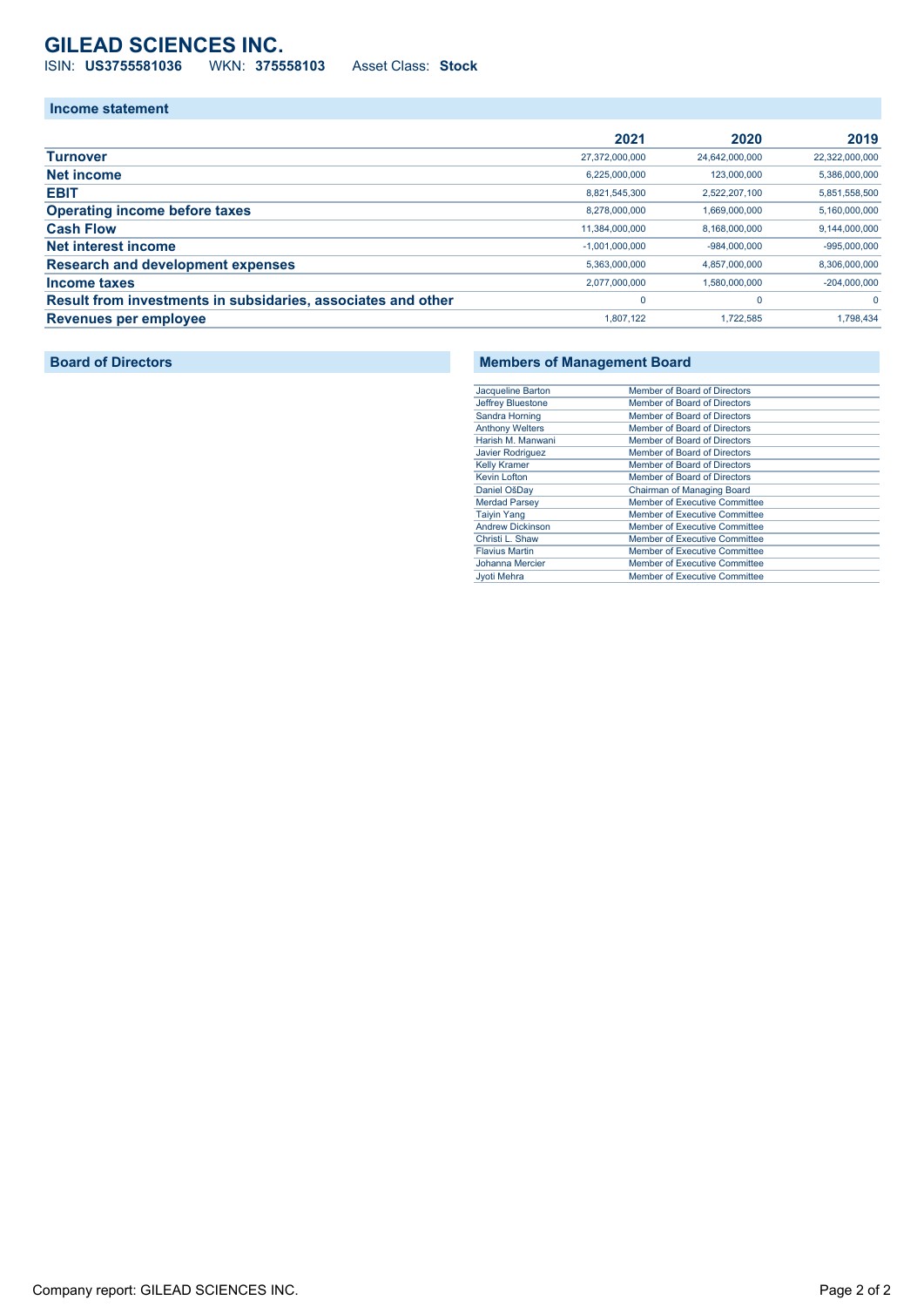# GILEAD SCIENCES INC.

ISIN: **US3755581036** WKN: **375558103** Asset Class: **Stock**

## Income statement

| | 2021 | 2020 | 2019 |
|---|---|---|---|
| **Turnover** | 27,372,000,000 | 24,642,000,000 | 22,322,000,000 |
| **Net income** | 6,225,000,000 | 123,000,000 | 5,386,000,000 |
| **EBIT** | 8,821,545,300 | 2,522,207,100 | 5,851,558,500 |
| **Operating income before taxes** | 8,278,000,000 | 1,669,000,000 | 5,160,000,000 |
| **Cash Flow** | 11,384,000,000 | 8,168,000,000 | 9,144,000,000 |
| **Net interest income** | -1,001,000,000 | -984,000,000 | -995,000,000 |
| **Research and development expenses** | 5,363,000,000 | 4,857,000,000 | 8,306,000,000 |
| **Income taxes** | 2,077,000,000 | 1,580,000,000 | -204,000,000 |
| **Result from investments in subsidaries, associates and other** | 0 | 0 | 0 |
| **Revenues per employee** | 1,807,122 | 1,722,585 | 1,798,434 |

## Board of Directors

## Members of Management Board

| | |
|---|---|
| Jacqueline Barton | Member of Board of Directors |
| Jeffrey Bluestone | Member of Board of Directors |
| Sandra Horning | Member of Board of Directors |
| Anthony Welters | Member of Board of Directors |
| Harish M. Manwani | Member of Board of Directors |
| Javier Rodriguez | Member of Board of Directors |
| Kelly Kramer | Member of Board of Directors |
| Kevin Lofton | Member of Board of Directors |
| Daniel OšDay | Chairman of Managing Board |
| Merdad Parsey | Member of Executive Committee |
| Taiyin Yang | Member of Executive Committee |
| Andrew Dickinson | Member of Executive Committee |
| Christi L. Shaw | Member of Executive Committee |
| Flavius Martin | Member of Executive Committee |
| Johanna Mercier | Member of Executive Committee |
| Jyoti Mehra | Member of Executive Committee |